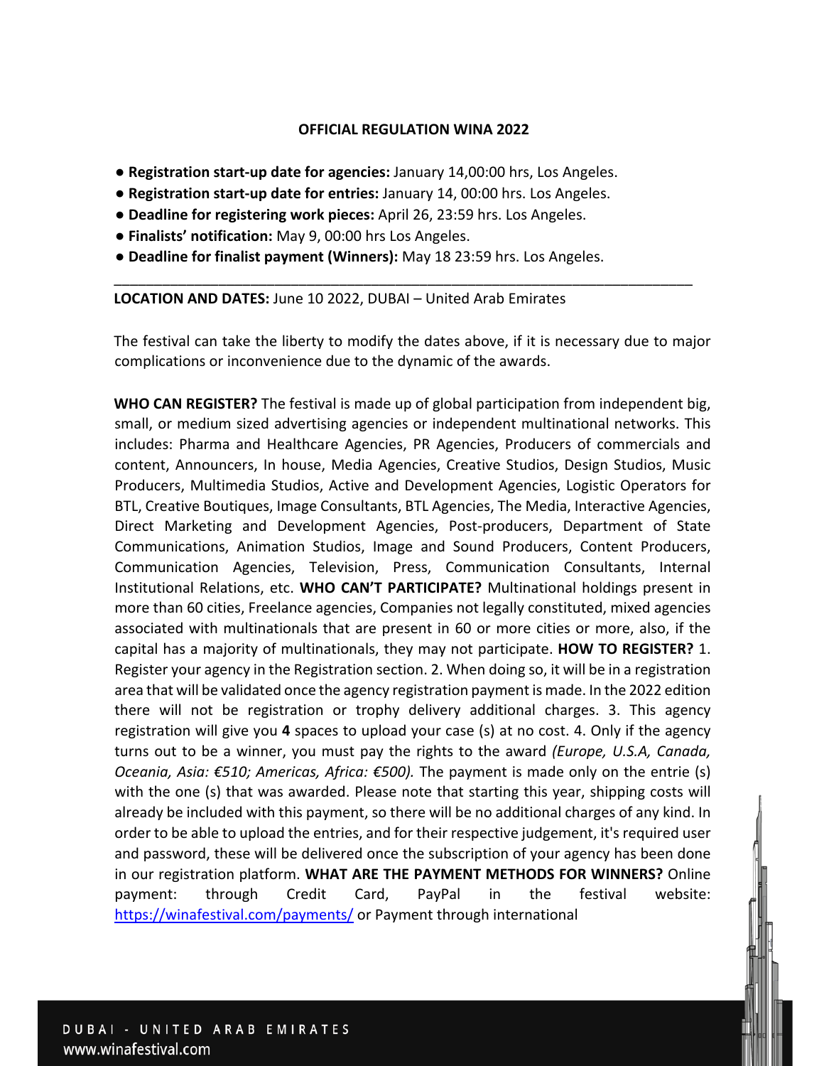**OFFICIAL REGULATION WINA 2022**

- **Registration start-up date for agencies:** January 14,00:00 hrs, Los Angeles.
- **Registration start-up date for entries:** January 14, 00:00 hrs. Los Angeles.
- **Deadline for registering work pieces:** April 26, 23:59 hrs. Los Angeles.
- **Finalists' notification:** May 9, 00:00 hrs Los Angeles.
- **Deadline for finalist payment (Winners):** May 18 23:59 hrs. Los Angeles.

---

**LOCATION AND DATES:** June 10 2022, DUBAI – United Arab Emirates

The festival can take the liberty to modify the dates above, if it is necessary due to major complications or inconvenience due to the dynamic of the awards.

**WHO CAN REGISTER?** The festival is made up of global participation from independent big, small, or medium sized advertising agencies or independent multinational networks. This includes: Pharma and Healthcare Agencies, PR Agencies, Producers of commercials and content, Announcers, In house, Media Agencies, Creative Studios, Design Studios, Music Producers, Multimedia Studios, Active and Development Agencies, Logistic Operators for BTL, Creative Boutiques, Image Consultants, BTL Agencies, The Media, Interactive Agencies, Direct Marketing and Development Agencies, Post-producers, Department of State Communications, Animation Studios, Image and Sound Producers, Content Producers, Communication Agencies, Television, Press, Communication Consultants, Internal Institutional Relations, etc. **WHO CAN'T PARTICIPATE?** Multinational holdings present in more than 60 cities, Freelance agencies, Companies not legally constituted, mixed agencies associated with multinationals that are present in 60 or more cities or more, also, if the capital has a majority of multinationals, they may not participate. **HOW TO REGISTER?** 1. Register your agency in the Registration section. 2. When doing so, it will be in a registration area that will be validated once the agency registration payment is made. In the 2022 edition there will not be registration or trophy delivery additional charges. 3. This agency registration will give you **4** spaces to upload your case (s) at no cost. 4. Only if the agency turns out to be a winner, you must pay the rights to the award *(Europe, U.S.A, Canada, Oceania, Asia: €510; Americas, Africa: €500).* The payment is made only on the entrie (s) with the one (s) that was awarded. Please note that starting this year, shipping costs will already be included with this payment, so there will be no additional charges of any kind. In order to be able to upload the entries, and for their respective judgement, it's required user and password, these will be delivered once the subscription of your agency has been done in our registration platform. **WHAT ARE THE PAYMENT METHODS FOR WINNERS?** Online payment: through Credit Card, PayPal in the festival website: https://winafestival.com/payments/ or Payment through international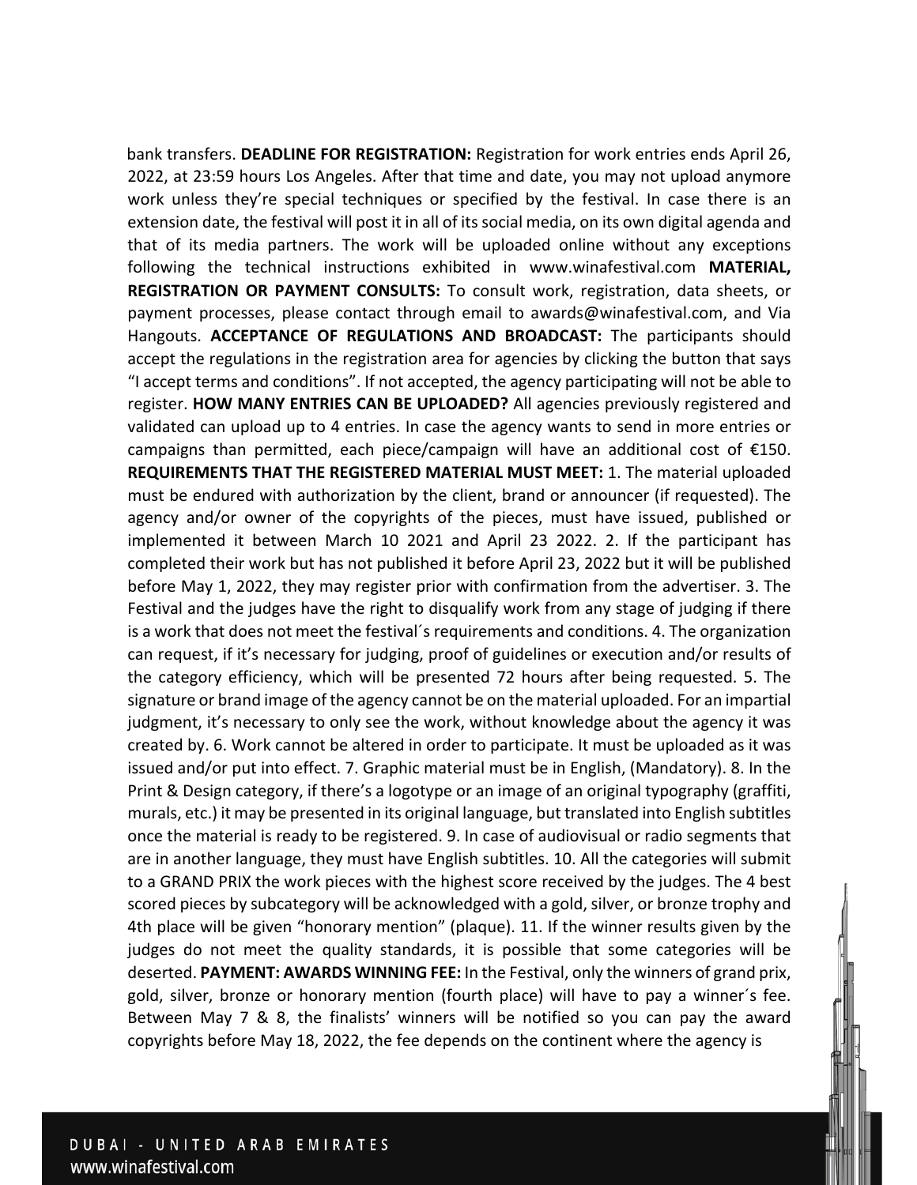bank transfers. **DEADLINE FOR REGISTRATION:** Registration for work entries ends April 26, 2022, at 23:59 hours Los Angeles. After that time and date, you may not upload anymore work unless they're special techniques or specified by the festival. In case there is an extension date, the festival will post it in all of its social media, on its own digital agenda and that of its media partners. The work will be uploaded online without any exceptions following the technical instructions exhibited in www.winafestival.com **MATERIAL, REGISTRATION OR PAYMENT CONSULTS:** To consult work, registration, data sheets, or payment processes, please contact through email to awards@winafestival.com, and Via Hangouts. **ACCEPTANCE OF REGULATIONS AND BROADCAST:** The participants should accept the regulations in the registration area for agencies by clicking the button that says "I accept terms and conditions". If not accepted, the agency participating will not be able to register. **HOW MANY ENTRIES CAN BE UPLOADED?** All agencies previously registered and validated can upload up to 4 entries. In case the agency wants to send in more entries or campaigns than permitted, each piece/campaign will have an additional cost of €150. **REQUIREMENTS THAT THE REGISTERED MATERIAL MUST MEET:** 1. The material uploaded must be endured with authorization by the client, brand or announcer (if requested). The agency and/or owner of the copyrights of the pieces, must have issued, published or implemented it between March 10 2021 and April 23 2022. 2. If the participant has completed their work but has not published it before April 23, 2022 but it will be published before May 1, 2022, they may register prior with confirmation from the advertiser. 3. The Festival and the judges have the right to disqualify work from any stage of judging if there is a work that does not meet the festival´s requirements and conditions. 4. The organization can request, if it's necessary for judging, proof of guidelines or execution and/or results of the category efficiency, which will be presented 72 hours after being requested. 5. The signature or brand image of the agency cannot be on the material uploaded. For an impartial judgment, it's necessary to only see the work, without knowledge about the agency it was created by. 6. Work cannot be altered in order to participate. It must be uploaded as it was issued and/or put into effect. 7. Graphic material must be in English, (Mandatory). 8. In the Print & Design category, if there's a logotype or an image of an original typography (graffiti, murals, etc.) it may be presented in its original language, but translated into English subtitles once the material is ready to be registered. 9. In case of audiovisual or radio segments that are in another language, they must have English subtitles. 10. All the categories will submit to a GRAND PRIX the work pieces with the highest score received by the judges. The 4 best scored pieces by subcategory will be acknowledged with a gold, silver, or bronze trophy and 4th place will be given "honorary mention" (plaque). 11. If the winner results given by the judges do not meet the quality standards, it is possible that some categories will be deserted. **PAYMENT: AWARDS WINNING FEE:** In the Festival, only the winners of grand prix, gold, silver, bronze or honorary mention (fourth place) will have to pay a winner´s fee. Between May 7 & 8, the finalists' winners will be notified so you can pay the award copyrights before May 18, 2022, the fee depends on the continent where the agency is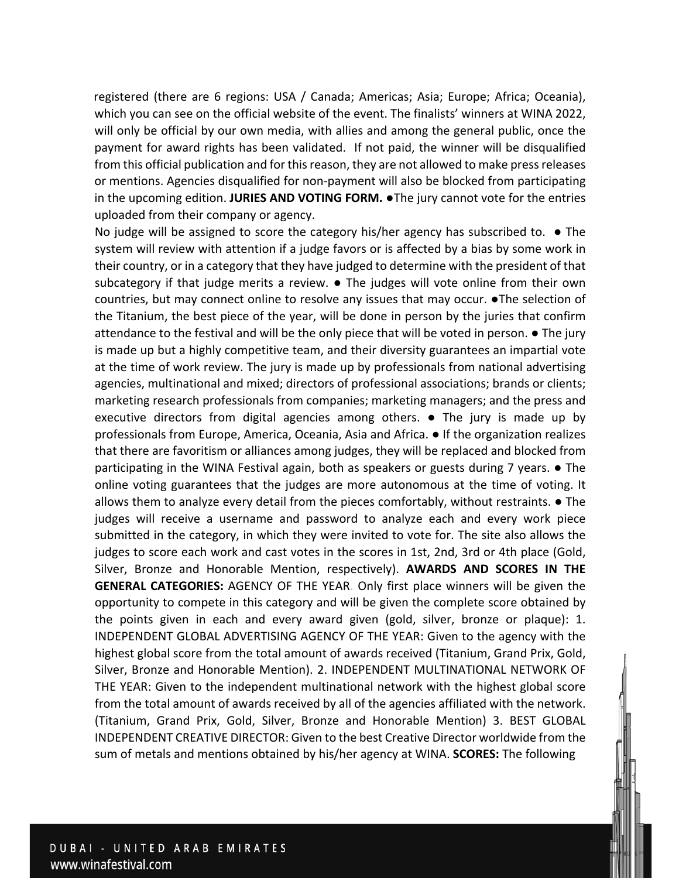registered (there are 6 regions: USA / Canada; Americas; Asia; Europe; Africa; Oceania), which you can see on the official website of the event. The finalists' winners at WINA 2022, will only be official by our own media, with allies and among the general public, once the payment for award rights has been validated. If not paid, the winner will be disqualified from this official publication and for this reason, they are not allowed to make press releases or mentions. Agencies disqualified for non-payment will also be blocked from participating in the upcoming edition. **JURIES AND VOTING FORM.** ●The jury cannot vote for the entries uploaded from their company or agency.

No judge will be assigned to score the category his/her agency has subscribed to. ● The system will review with attention if a judge favors or is affected by a bias by some work in their country, or in a category that they have judged to determine with the president of that subcategory if that judge merits a review. ● The judges will vote online from their own countries, but may connect online to resolve any issues that may occur. ●The selection of the Titanium, the best piece of the year, will be done in person by the juries that confirm attendance to the festival and will be the only piece that will be voted in person. ● The jury is made up but a highly competitive team, and their diversity guarantees an impartial vote at the time of work review. The jury is made up by professionals from national advertising agencies, multinational and mixed; directors of professional associations; brands or clients; marketing research professionals from companies; marketing managers; and the press and executive directors from digital agencies among others. ● The jury is made up by professionals from Europe, America, Oceania, Asia and Africa. ● If the organization realizes that there are favoritism or alliances among judges, they will be replaced and blocked from participating in the WINA Festival again, both as speakers or guests during 7 years. ● The online voting guarantees that the judges are more autonomous at the time of voting. It allows them to analyze every detail from the pieces comfortably, without restraints. ● The judges will receive a username and password to analyze each and every work piece submitted in the category, in which they were invited to vote for. The site also allows the judges to score each work and cast votes in the scores in 1st, 2nd, 3rd or 4th place (Gold, Silver, Bronze and Honorable Mention, respectively). **AWARDS AND SCORES IN THE GENERAL CATEGORIES:** AGENCY OF THE YEAR. Only first place winners will be given the opportunity to compete in this category and will be given the complete score obtained by the points given in each and every award given (gold, silver, bronze or plaque): 1. INDEPENDENT GLOBAL ADVERTISING AGENCY OF THE YEAR: Given to the agency with the highest global score from the total amount of awards received (Titanium, Grand Prix, Gold, Silver, Bronze and Honorable Mention). 2. INDEPENDENT MULTINATIONAL NETWORK OF THE YEAR: Given to the independent multinational network with the highest global score from the total amount of awards received by all of the agencies affiliated with the network. (Titanium, Grand Prix, Gold, Silver, Bronze and Honorable Mention) 3. BEST GLOBAL INDEPENDENT CREATIVE DIRECTOR: Given to the best Creative Director worldwide from the sum of metals and mentions obtained by his/her agency at WINA. **SCORES:** The following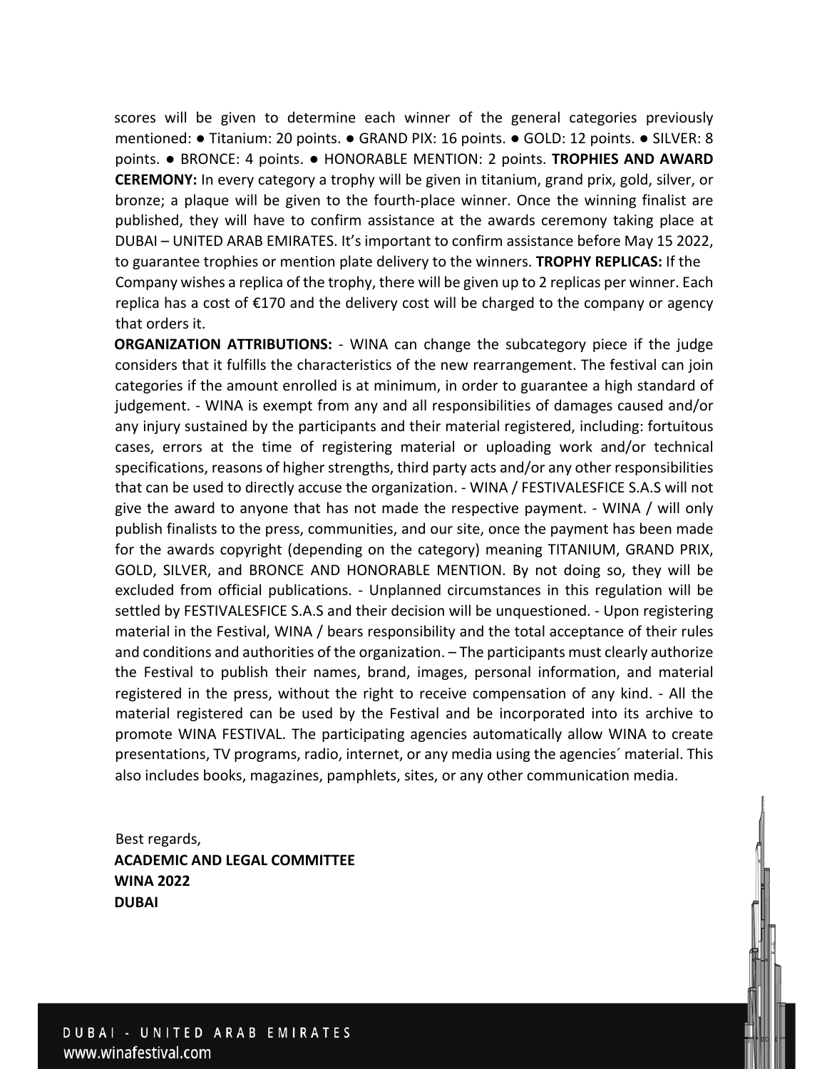scores will be given to determine each winner of the general categories previously mentioned: ● Titanium: 20 points. ● GRAND PIX: 16 points. ● GOLD: 12 points. ● SILVER: 8 points. ● BRONCE: 4 points. ● HONORABLE MENTION: 2 points. **TROPHIES AND AWARD CEREMONY:** In every category a trophy will be given in titanium, grand prix, gold, silver, or bronze; a plaque will be given to the fourth-place winner. Once the winning finalist are published, they will have to confirm assistance at the awards ceremony taking place at DUBAI – UNITED ARAB EMIRATES. It's important to confirm assistance before May 15 2022, to guarantee trophies or mention plate delivery to the winners. **TROPHY REPLICAS:** If the Company wishes a replica of the trophy, there will be given up to 2 replicas per winner. Each replica has a cost of €170 and the delivery cost will be charged to the company or agency that orders it.

**ORGANIZATION ATTRIBUTIONS:** - WINA can change the subcategory piece if the judge considers that it fulfills the characteristics of the new rearrangement. The festival can join categories if the amount enrolled is at minimum, in order to guarantee a high standard of judgement. - WINA is exempt from any and all responsibilities of damages caused and/or any injury sustained by the participants and their material registered, including: fortuitous cases, errors at the time of registering material or uploading work and/or technical specifications, reasons of higher strengths, third party acts and/or any other responsibilities that can be used to directly accuse the organization. - WINA / FESTIVALESFICE S.A.S will not give the award to anyone that has not made the respective payment. - WINA / will only publish finalists to the press, communities, and our site, once the payment has been made for the awards copyright (depending on the category) meaning TITANIUM, GRAND PRIX, GOLD, SILVER, and BRONCE AND HONORABLE MENTION. By not doing so, they will be excluded from official publications. - Unplanned circumstances in this regulation will be settled by FESTIVALESFICE S.A.S and their decision will be unquestioned. - Upon registering material in the Festival, WINA / bears responsibility and the total acceptance of their rules and conditions and authorities of the organization. – The participants must clearly authorize the Festival to publish their names, brand, images, personal information, and material registered in the press, without the right to receive compensation of any kind. - All the material registered can be used by the Festival and be incorporated into its archive to promote WINA FESTIVAL. The participating agencies automatically allow WINA to create presentations, TV programs, radio, internet, or any media using the agencies´ material. This also includes books, magazines, pamphlets, sites, or any other communication media.

Best regards,
**ACADEMIC AND LEGAL COMMITTEE**
**WINA 2022**
**DUBAI**